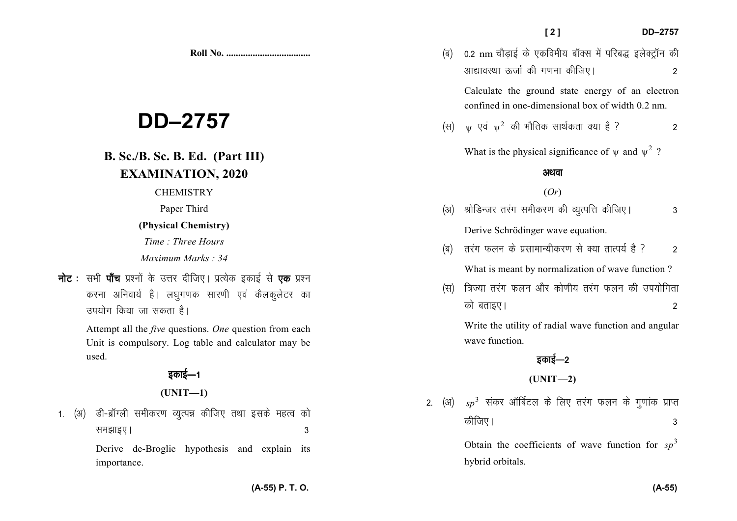**Roll No. ...................................**

# DD–2757

## B. Sc./B. Sc. B. Ed. (Part III) EXAMINATION, 2020

CHEMISTRY

Paper Third

**(Physical Chemistry)**

*Time : Three Hours*

*Maximum Marks : 34*

**नोट :** सभी **पाँच** प्रश्नों के उत्तर दीजिए। प्रत्येक इकाई से **एक** प्रश्न करना अनिवार्य है। लघुगणक सारणी एवं कैलकुलेटर का उपयोग किया जा सकता है।

Attempt all the *five* questions. *One* question from each Unit is compulsory. Log table and calculator may be used.

### इकाई—1

### (UNIT—1)

1. (अ) डी-ब्रॉग्ली समीकरण व्युत्पन्न कीजिए तथा इसके महत्व को समझाइए। 3

Derive de-Broglie hypothesis and explain its importance.

(ब) 0.2 nm चौड़ाई के एकविमीय बॉक्स में परिबद्ध इलेक्ट्रॉन की आद्यावस्था ऊर्जा की गणना कीजिए। 2

Calculate the ground state energy of an electron confined in one-dimensional box of width 0.2 nm.

(स) $\psi$ एवं $\psi^2$ की भौतिक सार्थकता क्या है ? 2

What is the physical significance of $\psi$ and $\psi^2$ ?

**अथवा**

(*Or*)

(अ) श्रोडिन्जर तरंग समीकरण की व्युत्पत्ति कीजिए। 3

Derive Schrödinger wave equation.

(ब) तरंग फलन के प्रसामान्यीकरण से क्या तात्पर्य है ? 2

What is meant by normalization of wave function ?

(स) त्रिज्या तरंग फलन और कोणीय तरंग फलन की उपयोगिता को बताइए। 2

Write the utility of radial wave function and angular wave function.

### इकाई—2

### (UNIT—2)

2. (अ) $sp^3$ संकर ऑर्बिटल के लिए तरंग फलन के गुणांक प्राप्त कीजिए। 3

Obtain the coefficients of wave function for $sp^3$ hybrid orbitals.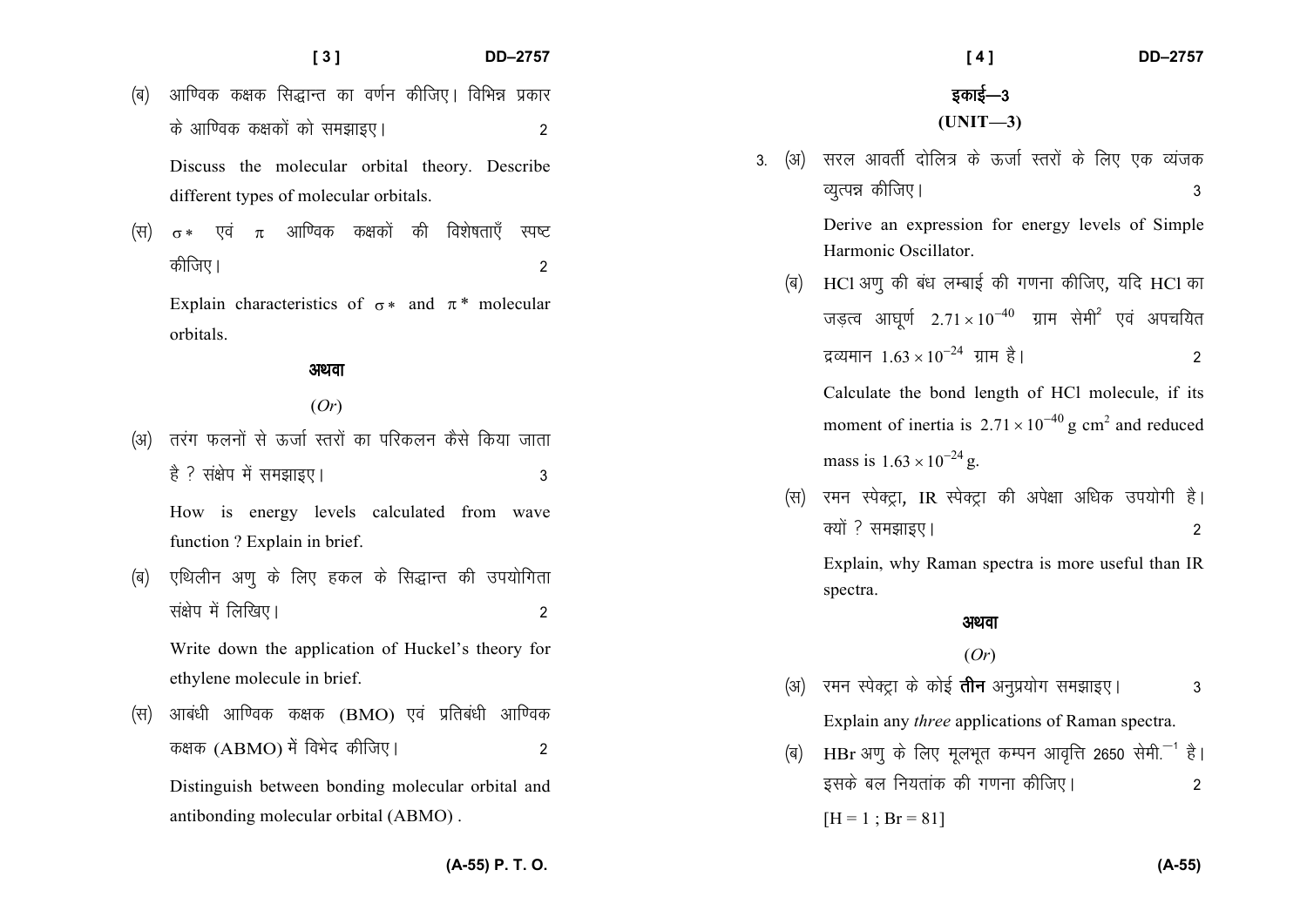(ब) आण्विक कक्षक सिद्धान्त का वर्णन कीजिए। विभिन्न प्रकार के आण्विक कक्षकों को समझाइए। 2

Discuss the molecular orbital theory. Describe different types of molecular orbitals.

(स) $\sigma *$ एवं $\pi$ आण्विक कक्षकों की विशेषताएँ स्पष्ट कीजिए। 2

Explain characteristics of $\sigma *$ and $\pi *$ molecular orbitals.

**अथवा**

(*Or*)

(अ) तरंग फलनों से ऊर्जा स्तरों का परिकलन कैसे किया जाता है ? संक्षेप में समझाइए। 3

How is energy levels calculated from wave function ? Explain in brief.

(ब) एथिलीन अणु के लिए हकल के सिद्धान्त की उपयोगिता संक्षेप में लिखिए। 2

Write down the application of Huckel's theory for ethylene molecule in brief.

(स) आबंधी आण्विक कक्षक (BMO) एवं प्रतिबंधी आण्विक कक्षक (ABMO) में विभेद कीजिए। 2

Distinguish between bonding molecular orbital and antibonding molecular orbital (ABMO) .

## इकाई—3

## (UNIT—3)

3. (अ) सरल आवर्ती दोलित्र के ऊर्जा स्तरों के लिए एक व्यंजक व्युत्पन्न कीजिए। 3

Derive an expression for energy levels of Simple Harmonic Oscillator.

(ब) HCl अणु की बंध लम्बाई की गणना कीजिए, यदि HCl का जड़त्व आघूर्ण $2.71 \times 10^{-40}$ ग्राम सेमी$^2$ एवं अपचयित द्रव्यमान $1.63 \times 10^{-24}$ ग्राम है। 2

Calculate the bond length of HCl molecule, if its moment of inertia is $2.71 \times 10^{-40}$ g cm$^2$ and reduced mass is $1.63 \times 10^{-24}$ g.

(स) रमन स्पेक्ट्रा, IR स्पेक्ट्रा की अपेक्षा अधिक उपयोगी है। क्यों ? समझाइए। 2

Explain, why Raman spectra is more useful than IR spectra.

**अथवा**

(*Or*)

(अ) रमन स्पेक्ट्रा के कोई **तीन** अनुप्रयोग समझाइए। 3

Explain any *three* applications of Raman spectra.

(ब) HBr अणु के लिए मूलभूत कम्पन आवृत्ति 2650 सेमी.$^{-1}$ है। इसके बल नियतांक की गणना कीजिए। 2

[H = 1 ; Br = 81]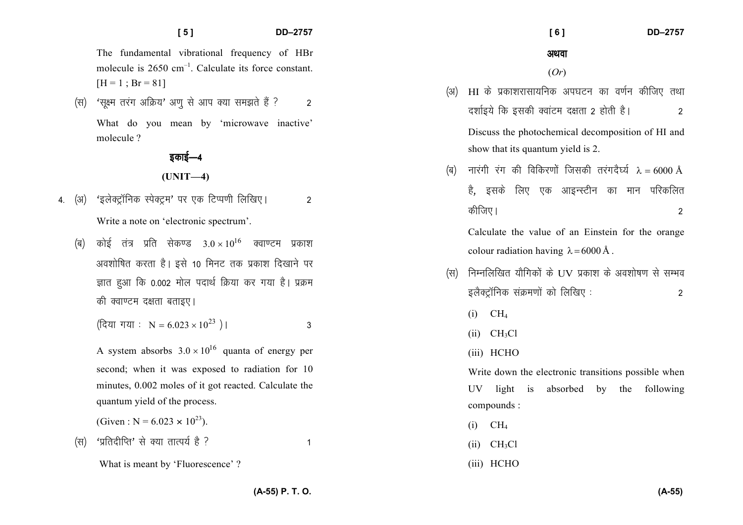The fundamental vibrational frequency of HBr molecule is 2650 $cm^{-1}$. Calculate its force constant. [H = 1 ; Br = 81]

(स) 'सूक्ष्म तरंग अक्रिय' अणु से आप क्या समझते हैं ? 2

What do you mean by 'microwave inactive' molecule ?

## इकाई—4

## (UNIT—4)

4. (अ) 'इलेक्ट्रॉनिक स्पेक्ट्रम' पर एक टिप्पणी लिखिए। 2

Write a note on 'electronic spectrum'.

(ब) कोई तंत्र प्रति सेकण्ड $3.0 \times 10^{16}$ क्वाण्टम प्रकाश अवशोषित करता है। इसे 10 मिनट तक प्रकाश दिखाने पर ज्ञात हुआ कि 0.002 मोल पदार्थ क्रिया कर गया है। प्रक्रम की क्वाण्टम दक्षता बताइए।

(दिया गया : $N = 6.023 \times 10^{23}$ )। 3

A system absorbs $3.0 \times 10^{16}$ quanta of energy per second; when it was exposed to radiation for 10 minutes, 0.002 moles of it got reacted. Calculate the quantum yield of the process.

(Given : $N = 6.023 \times 10^{23}$).

(स) 'प्रतिदीप्ति' से क्या तात्पर्य है ? 1

What is meant by 'Fluorescence' ?

अथवा

(*Or*)

(अ) HI के प्रकाशरासायनिक अपघटन का वर्णन कीजिए तथा दर्शाइये कि इसकी क्वांटम दक्षता 2 होती है। 2

Discuss the photochemical decomposition of HI and show that its quantum yield is 2.

(ब) नारंगी रंग की विकिरणों जिसकी तरंगदैर्घ्य $\lambda = 6000$ Å है, इसके लिए एक आइन्स्टीन का मान परिकलित कीजिए। 2

Calculate the value of an Einstein for the orange colour radiation having $\lambda = 6000$ Å.

(स) निम्नलिखित यौगिकों के UV प्रकाश के अवशोषण से सम्भव इलैक्ट्रॉनिक संक्रमणों को लिखिए : 2

(i) $CH_4$

(ii) $CH_3Cl$

(iii) HCHO

Write down the electronic transitions possible when UV light is absorbed by the following compounds :

(i) $CH_4$

(ii) $CH_3Cl$

(iii) HCHO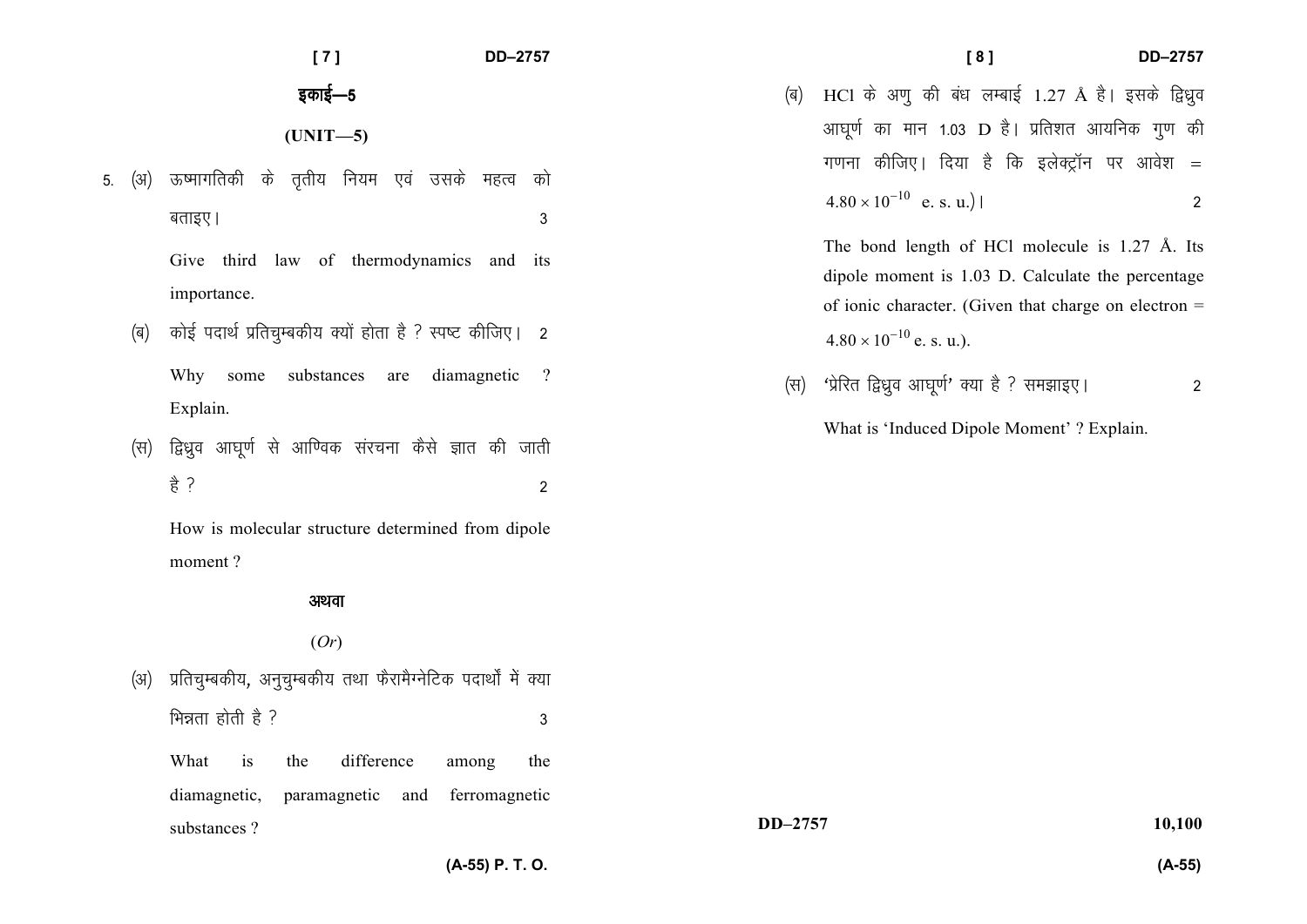## इकाई—5

## (UNIT—5)

5. (अ) ऊष्मागतिकी के तृतीय नियम एवं उसके महत्व को बताइए। 3

Give third law of thermodynamics and its importance.

(ब) कोई पदार्थ प्रतिचुम्बकीय क्यों होता है ? स्पष्ट कीजिए। 2

Why some substances are diamagnetic ? Explain.

(स) द्विध्रुव आघूर्ण से आण्विक संरचना कैसे ज्ञात की जाती है ? 2

How is molecular structure determined from dipole moment ?

**अथवा**

*(Or)*

(अ) प्रतिचुम्बकीय, अनुचुम्बकीय तथा फैरामैग्नेटिक पदार्थों में क्या भिन्नता होती है ? 3

What is the difference among the diamagnetic, paramagnetic and ferromagnetic substances ?

(ब) HCl के अणु की बंध लम्बाई 1.27 Å है। इसके द्विध्रुव आघूर्ण का मान 1.03 D है। प्रतिशत आयनिक गुण की गणना कीजिए। दिया है कि इलेक्ट्रॉन पर आवेश = $4.80 \times 10^{-10}$ e. s. u.)। 2

The bond length of HCl molecule is 1.27 Å. Its dipole moment is 1.03 D. Calculate the percentage of ionic character. (Given that charge on electron = $4.80 \times 10^{-10}$ e. s. u.).

(स) 'प्रेरित द्विध्रुव आघूर्ण' क्या है ? समझाइए। 2

What is 'Induced Dipole Moment' ? Explain.